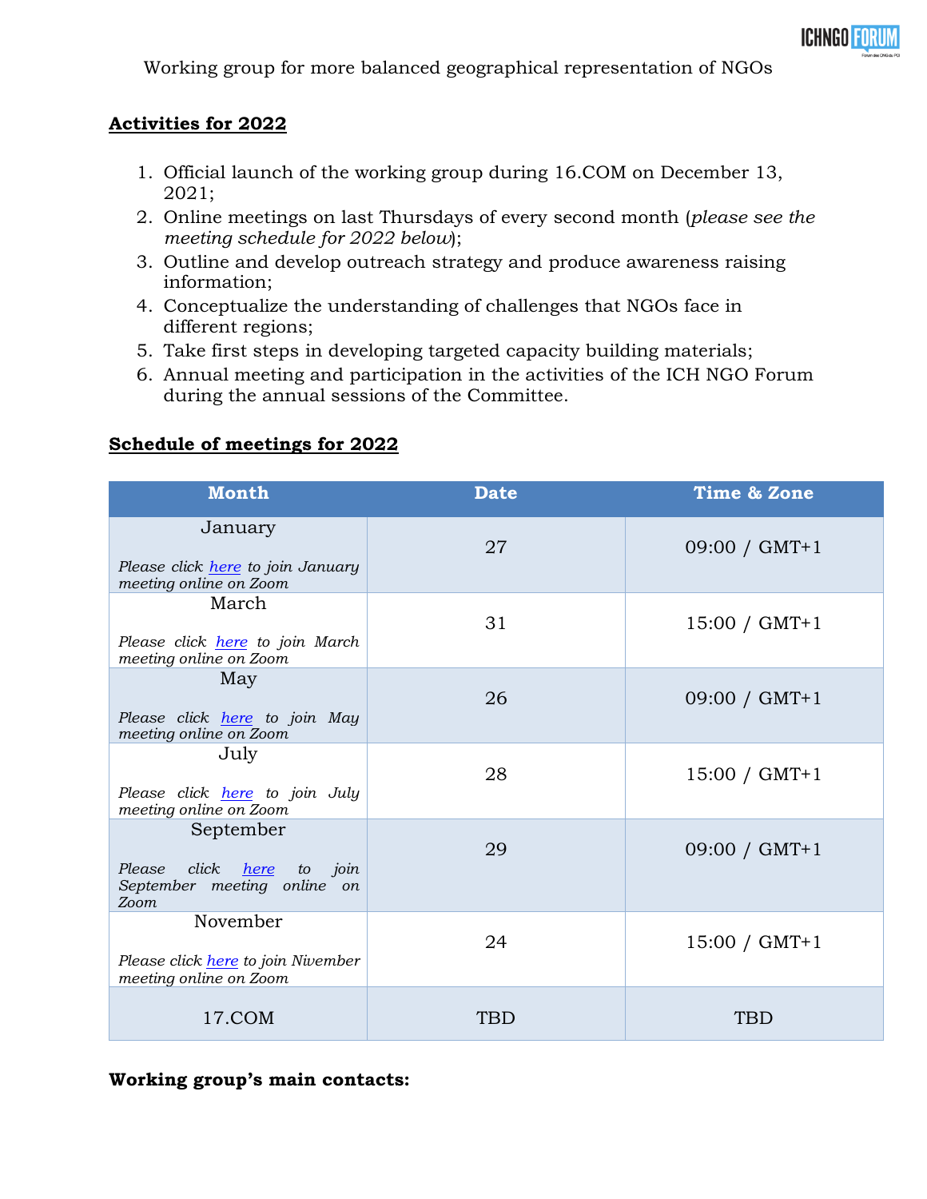Working group for more balanced geographical representation of NGOs

## Activities for 2022

1. Official launch of the working group during 16.COM on December 13, 2021;
2. Online meetings on last Thursdays of every second month (*please see the meeting schedule for 2022 below*);
3. Outline and develop outreach strategy and produce awareness raising information;
4. Conceptualize the understanding of challenges that NGOs face in different regions;
5. Take first steps in developing targeted capacity building materials;
6. Annual meeting and participation in the activities of the ICH NGO Forum during the annual sessions of the Committee.

## Schedule of meetings for 2022

| Month | Date | Time & Zone |
|---|---|---|
| January<br>*Please click here to join January meeting online on Zoom* | 27 | 09:00 / GMT+1 |
| March<br>*Please click here to join March meeting online on Zoom* | 31 | 15:00 / GMT+1 |
| May<br>*Please click here to join May meeting online on Zoom* | 26 | 09:00 / GMT+1 |
| July<br>*Please click here to join July meeting online on Zoom* | 28 | 15:00 / GMT+1 |
| September<br>*Please click here to join September meeting online on Zoom* | 29 | 09:00 / GMT+1 |
| November<br>*Please click here to join Nivember meeting online on Zoom* | 24 | 15:00 / GMT+1 |
| 17.COM | TBD | TBD |

**Working group's main contacts:**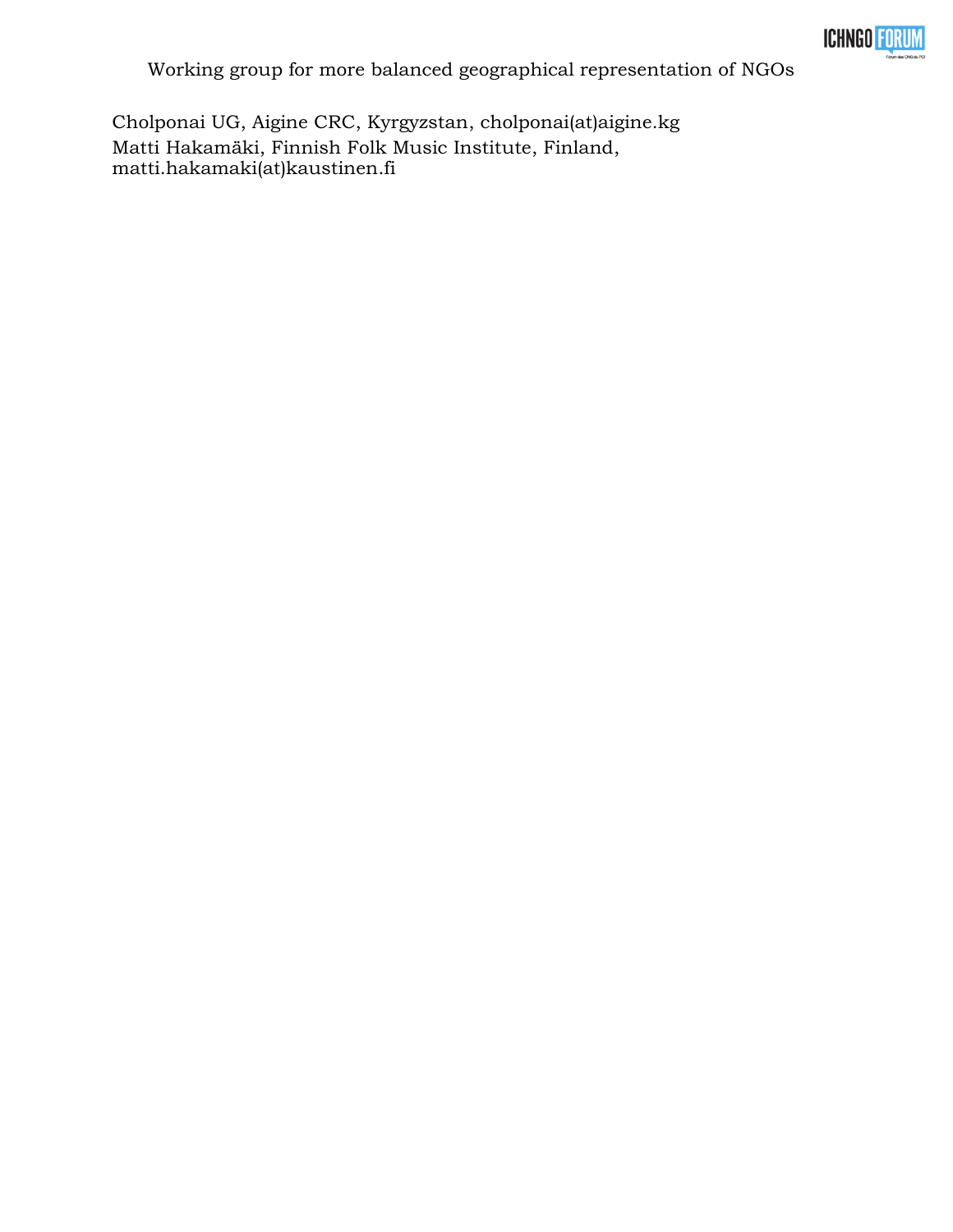Working group for more balanced geographical representation of NGOs

Cholponai UG, Aigine CRC, Kyrgyzstan, cholponai(at)aigine.kg
Matti Hakamäki, Finnish Folk Music Institute, Finland, matti.hakamaki(at)kaustinen.fi